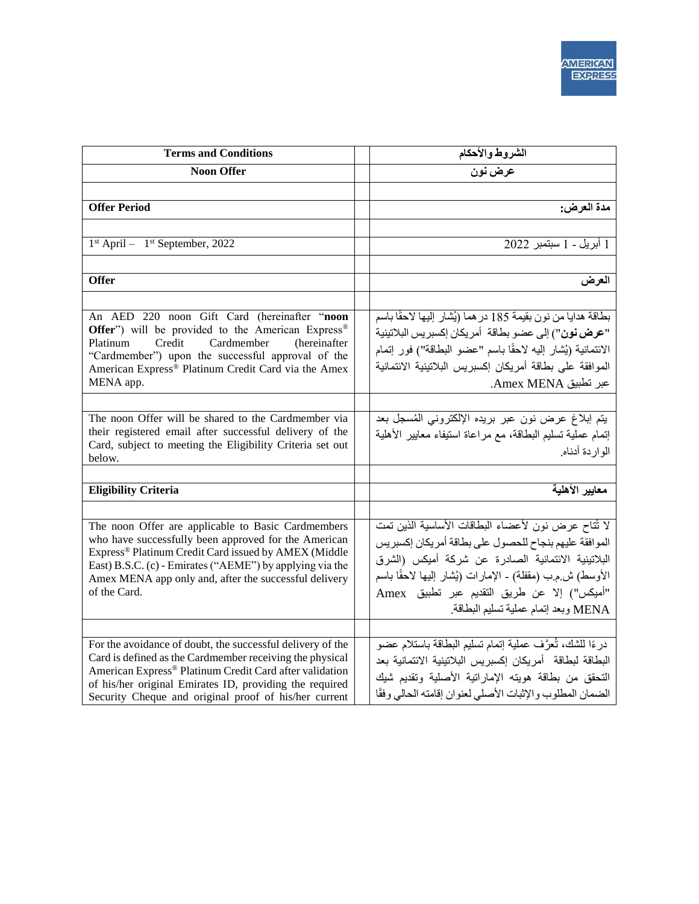| Terms and Conditions | | الشروط والأحكام |
|---|---|---|
| **Noon Offer** | | **عرض نون** |
| | | |
| **Offer Period** | | **مدة العرض:** |
| | | |
| 1st April – 1st September, 2022 | | 1 أبريل - 1 سبتمبر 2022 |
| | | |
| **Offer** | | **العرض** |
| | | |
| An AED 220 noon Gift Card (hereinafter "**noon Offer**") will be provided to the American Express® Platinum Credit Cardmember (hereinafter "Cardmember") upon the successful approval of the American Express® Platinum Credit Card via the Amex MENA app. | | بطاقة هدايا من نون بقيمة 185 درهما (يُشار إليها لاحقًا باسم "**عرض نون**") إلى عضو بطاقة أمريكان إكسبريس البلاتينية الائتمانية (يُشار إليه لاحقًا باسم "عضو البطاقة") فور إتمام الموافقة على بطاقة أمريكان إكسبريس البلاتينية الائتمانية عبر تطبيق Amex MENA. |
| | | |
| The noon Offer will be shared to the Cardmember via their registered email after successful delivery of the Card, subject to meeting the Eligibility Criteria set out below. | | يتم إبلاغ عرض نون عبر بريده الإلكتروني المُسجل بعد إتمام عملية تسليم البطاقة، مع مراعاة استيفاء معايير الأهلية الواردة أدناه. |
| | | |
| **Eligibility Criteria** | | **معايير الأهلية** |
| | | |
| The noon Offer are applicable to Basic Cardmembers who have successfully been approved for the American Express® Platinum Credit Card issued by AMEX (Middle East) B.S.C. (c) - Emirates ("AEME") by applying via the Amex MENA app only and, after the successful delivery of the Card. | | لا تُتاح عرض نون لأعضاء البطاقات الأساسية الذين تمت الموافقة عليهم بنجاح للحصول على بطاقة أمريكان إكسبريس البلاتينية الائتمانية الصادرة عن شركة أميكس (الشرق الأوسط) ش.م.ب (مقفلة) - الإمارات (يُشار إليها لاحقًا باسم "أميكس") إلا عن طريق التقديم عبر تطبيق Amex MENA وبعد إتمام عملية تسليم البطاقة. |
| | | |
| For the avoidance of doubt, the successful delivery of the Card is defined as the Cardmember receiving the physical American Express® Platinum Credit Card after validation of his/her original Emirates ID, providing the required Security Cheque and original proof of his/her current | | درءًا للشك، تُعرَّف عملية إتمام تسليم البطاقة باستلام عضو البطاقة لبطاقة أمريكان إكسبريس البلاتينية الائتمانية بعد التحقق من بطاقة هويته الإماراتية الأصلية وتقديم شيك الضمان المطلوب والإثبات الأصلي لعنوان إقامته الحالي وفقًا |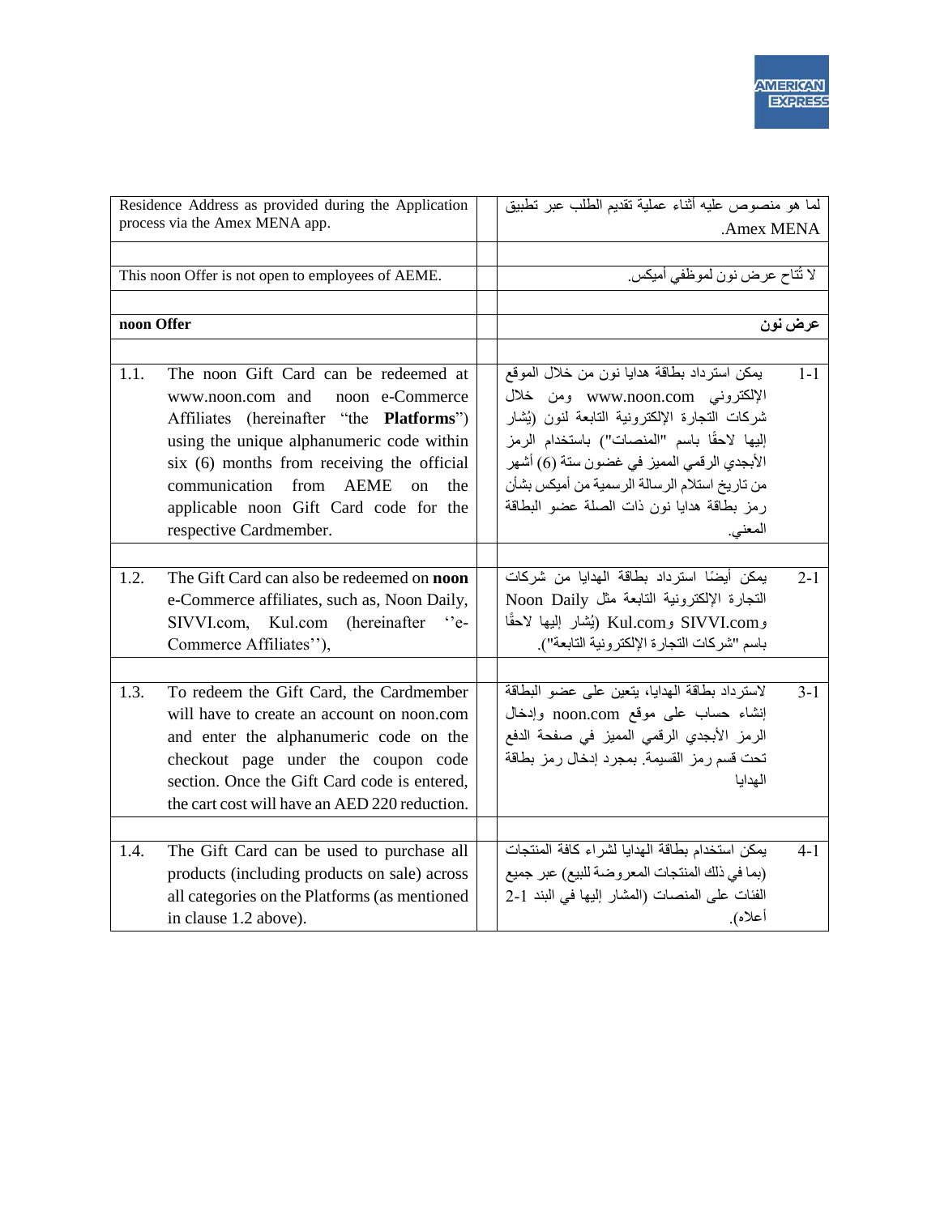| English | | Arabic |
|---|---|---|
| Residence Address as provided during the Application process via the Amex MENA app. | | لما هو منصوص عليه أثناء عملية تقديم الطلب عبر تطبيق Amex MENA. |
| | | |
| This noon Offer is not open to employees of AEME. | | لا تُتاح عرض نون لموظفي أميكس. |
| | | |
| **noon Offer** | | **عرض نون** |
| | | |
| 1.1. The noon Gift Card can be redeemed at www.noon.com and noon e-Commerce Affiliates (hereinafter "the **Platforms**") using the unique alphanumeric code within six (6) months from receiving the official communication from AEME on the applicable noon Gift Card code for the respective Cardmember. | | 1-1 يمكن استرداد بطاقة هدايا نون من خلال الموقع الإلكتروني www.noon.com ومن خلال شركات التجارة الإلكترونية التابعة لنون (يُشار إليها لاحقًا باسم "المنصات") باستخدام الرمز الأبجدي الرقمي المميز في غضون ستة (6) أشهر من تاريخ استلام الرسالة الرسمية من أميكس بشأن رمز بطاقة هدايا نون ذات الصلة عضو البطاقة المعني. |
| | | |
| 1.2. The Gift Card can also be redeemed on **noon** e-Commerce affiliates, such as, Noon Daily, SIVVI.com, Kul.com (hereinafter ''e-Commerce Affiliates''), | | 2-1 يمكن أيضًا استرداد بطاقة الهدايا من شركات التجارة الإلكترونية التابعة مثل Noon Daily وSIVVI.com وKul.com (يُشار إليها لاحقًا باسم "شركات التجارة الإلكترونية التابعة"). |
| | | |
| 1.3. To redeem the Gift Card, the Cardmember will have to create an account on noon.com and enter the alphanumeric code on the checkout page under the coupon code section. Once the Gift Card code is entered, the cart cost will have an AED 220 reduction. | | 3-1 لاسترداد بطاقة الهدايا، يتعين على عضو البطاقة إنشاء حساب على موقع noon.com وإدخال الرمز الأبجدي الرقمي المميز في صفحة الدفع تحت قسم رمز القسيمة. بمجرد إدخال رمز بطاقة الهدايا |
| | | |
| 1.4. The Gift Card can be used to purchase all products (including products on sale) across all categories on the Platforms (as mentioned in clause 1.2 above). | | 4-1 يمكن استخدام بطاقة الهدايا لشراء كافة المنتجات (بما في ذلك المنتجات المعروضة للبيع) عبر جميع الفئات على المنصات (المشار إليها في البند 1-2 أعلاه). |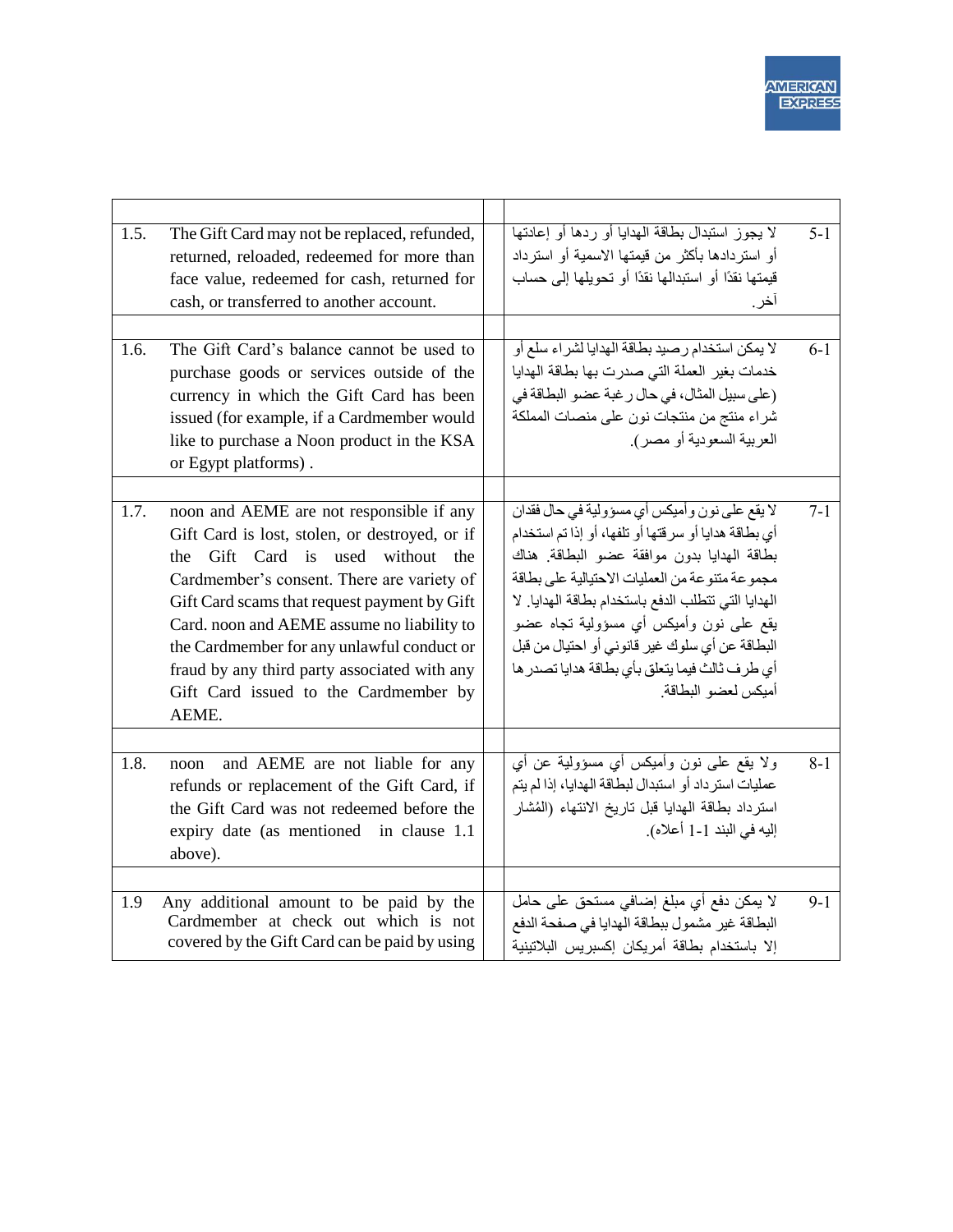| | | | | |
|---|---|---|---|---|
| 1.5. | The Gift Card may not be replaced, refunded, returned, reloaded, redeemed for more than face value, redeemed for cash, returned for cash, or transferred to another account. | | لا يجوز استبدال بطاقة الهدايا أو ردها أو إعادتها أو استردادها بأكثر من قيمتها الاسمية أو استرداد قيمتها نقدًا أو استبدالها نقدًا أو تحويلها إلى حساب آخر. | 1-5 |
| 1.6. | The Gift Card's balance cannot be used to purchase goods or services outside of the currency in which the Gift Card has been issued (for example, if a Cardmember would like to purchase a Noon product in the KSA or Egypt platforms) . | | لا يمكن استخدام رصيد بطاقة الهدايا لشراء سلع أو خدمات بغير العملة التي صدرت بها بطاقة الهدايا (على سبيل المثال، في حال رغبة عضو البطاقة في شراء منتج من منتجات نون على منصات المملكة العربية السعودية أو مصر). | 1-6 |
| 1.7. | noon and AEME are not responsible if any Gift Card is lost, stolen, or destroyed, or if the Gift Card is used without the Cardmember's consent. There are variety of Gift Card scams that request payment by Gift Card. noon and AEME assume no liability to the Cardmember for any unlawful conduct or fraud by any third party associated with any Gift Card issued to the Cardmember by AEME. | | لا يقع على نون وأميكس أي مسؤولية في حال فقدان أي بطاقة هدايا أو سرقتها أو تلفها، أو إذا تم استخدام بطاقة الهدايا بدون موافقة عضو البطاقة. هناك مجموعة متنوعة من العمليات الاحتيالية على بطاقة الهدايا التي تتطلب الدفع باستخدام بطاقة الهدايا. لا يقع على نون وأميكس أي مسؤولية تجاه عضو البطاقة عن أي سلوك غير قانوني أو احتيال من قبل أي طرف ثالث فيما يتعلق بأي بطاقة هدايا تصدرها أميكس لعضو البطاقة. | 1-7 |
| 1.8. | noon and AEME are not liable for any refunds or replacement of the Gift Card, if the Gift Card was not redeemed before the expiry date (as mentioned in clause 1.1 above). | | ولا يقع على نون وأميكس أي مسؤولية عن أي عمليات استرداد أو استبدال لبطاقة الهدايا، إذا لم يتم استرداد بطاقة الهدايا قبل تاريخ الانتهاء (المُشار إليه في البند 1-1 أعلاه). | 1-8 |
| 1.9 | Any additional amount to be paid by the Cardmember at check out which is not covered by the Gift Card can be paid by using | | لا يمكن دفع أي مبلغ إضافي مستحق على حامل البطاقة غير مشمول ببطاقة الهدايا في صفحة الدفع إلا باستخدام بطاقة أمريكان إكسبريس البلاتينية | 1-9 |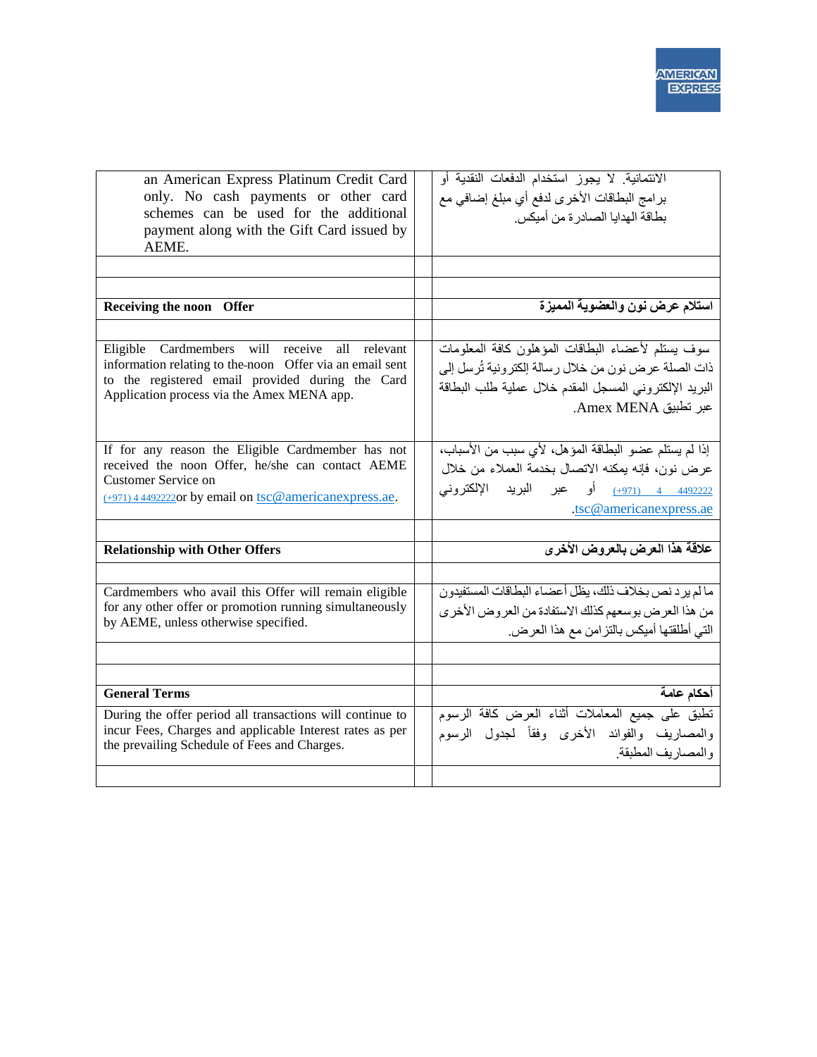| an American Express Platinum Credit Card only. No cash payments or other card schemes can be used for the additional payment along with the Gift Card issued by AEME. | | الائتمانية. لا يجوز استخدام الدفعات النقدية أو برامج البطاقات الأخرى لدفع أي مبلغ إضافي مع بطاقة الهدايا الصادرة من أميكس. |
|---|---|---|
| | | |
| | | |
| **Receiving the noon Offer** | | **استلام عرض نون والعضوية المميزة** |
| | | |
| Eligible Cardmembers will receive all relevant information relating to the noon Offer via an email sent to the registered email provided during the Card Application process via the Amex MENA app. | | سوف يستلم لأعضاء البطاقات المؤهلون كافة المعلومات ذات الصلة عرض نون من خلال رسالة إلكترونية تُرسل إلى البريد الإلكتروني المسجل المقدم خلال عملية طلب البطاقة عبر تطبيق Amex MENA. |
| If for any reason the Eligible Cardmember has not received the noon Offer, he/she can contact AEME Customer Service on (+971) 4 4492222or by email on tsc@americanexpress.ae. | | إذا لم يستلم عضو البطاقة المؤهل، لأي سبب من الأسباب، عرض نون، فإنه يمكنه الاتصال بخدمة العملاء من خلال (+971) 4 4492222 أو عبر البريد الإلكتروني tsc@americanexpress.ae. |
| | | |
| **Relationship with Other Offers** | | **علاقة هذا العرض بالعروض الأخرى** |
| | | |
| Cardmembers who avail this Offer will remain eligible for any other offer or promotion running simultaneously by AEME, unless otherwise specified. | | ما لم يرد نص بخلاف ذلك، يظل أعضاء البطاقات المستفيدون من هذا العرض بوسعهم كذلك الاستفادة من العروض الأخرى التي أطلقتها أميكس بالتزامن مع هذا العرض. |
| | | |
| | | |
| **General Terms** | | **أحكام عامة** |
| During the offer period all transactions will continue to incur Fees, Charges and applicable Interest rates as per the prevailing Schedule of Fees and Charges. | | تطبق على جميع المعاملات أثناء العرض كافة الرسوم والمصاريف والفوائد الأخرى وفقاً لجدول الرسوم والمصاريف المطبقة. |
| | | |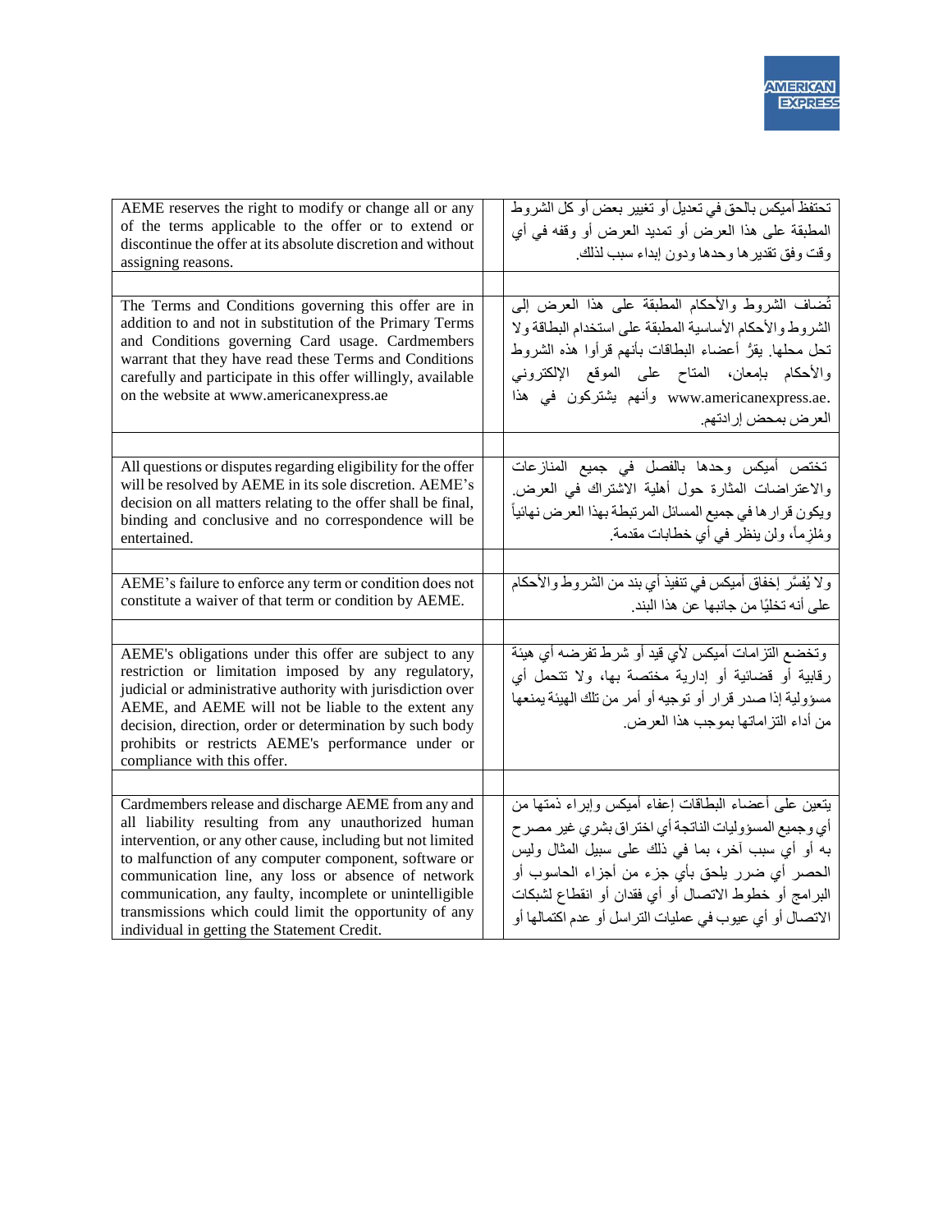| | | |
|---|---|---|
| AEME reserves the right to modify or change all or any of the terms applicable to the offer or to extend or discontinue the offer at its absolute discretion and without assigning reasons. | | تحتفظ أميكس بالحق في تعديل أو تغيير بعض أو كل الشروط المطبقة على هذا العرض أو تمديد العرض أو وقفه في أي وقت وفق تقديرها وحدها ودون إبداء سبب لذلك. |
| | | |
| The Terms and Conditions governing this offer are in addition to and not in substitution of the Primary Terms and Conditions governing Card usage. Cardmembers warrant that they have read these Terms and Conditions carefully and participate in this offer willingly, available on the website at www.americanexpress.ae | | تُضاف الشروط والأحكام المطبقة على هذا العرض إلى الشروط والأحكام الأساسية المطبقة على استخدام البطاقة ولا تحل محلها. يقرُّ أعضاء البطاقات بأنهم قرأوا هذه الشروط والأحكام بإمعان، المتاح على الموقع الإلكتروني www.americanexpress.ae. وأنهم يشتركون في هذا العرض بمحض إرادتهم. |
| | | |
| All questions or disputes regarding eligibility for the offer will be resolved by AEME in its sole discretion. AEME's decision on all matters relating to the offer shall be final, binding and conclusive and no correspondence will be entertained. | | تختص أميكس وحدها بالفصل في جميع المنازعات والاعتراضات المثارة حول أهلية الاشتراك في العرض. ويكون قرارها في جميع المسائل المرتبطة بهذا العرض نهائياً ومُلزِماً، ولن ينظر في أي خطابات مقدمة. |
| | | |
| AEME's failure to enforce any term or condition does not constitute a waiver of that term or condition by AEME. | | ولا يُفسَّر إخفاق أميكس في تنفيذ أي بند من الشروط والأحكام على أنه تخليًا من جانبها عن هذا البند. |
| | | |
| AEME's obligations under this offer are subject to any restriction or limitation imposed by any regulatory, judicial or administrative authority with jurisdiction over AEME, and AEME will not be liable to the extent any decision, direction, order or determination by such body prohibits or restricts AEME's performance under or compliance with this offer. | | وتخضع التزامات أميكس لأي قيد أو شرط تفرضه أي هيئة رقابية أو قضائية أو إدارية مختصة بها، ولا تتحمل أي مسؤولية إذا صدر قرار أو توجيه أو أمر من تلك الهيئة يمنعها من أداء التزاماتها بموجب هذا العرض. |
| | | |
| Cardmembers release and discharge AEME from any and all liability resulting from any unauthorized human intervention, or any other cause, including but not limited to malfunction of any computer component, software or communication line, any loss or absence of network communication, any faulty, incomplete or unintelligible transmissions which could limit the opportunity of any individual in getting the Statement Credit. | | يتعين على أعضاء البطاقات إعفاء أميكس وإبراء ذمتها من أي وجميع المسؤوليات الناتجة أي اختراق بشري غير مصرح به أو أي سبب آخر، بما في ذلك على سبيل المثال وليس الحصر أي ضرر يلحق بأي جزء من أجزاء الحاسوب أو البرامج أو خطوط الاتصال أو أي فقدان أو انقطاع لشبكات الاتصال أو أي عيوب في عمليات التراسل أو عدم اكتمالها أو |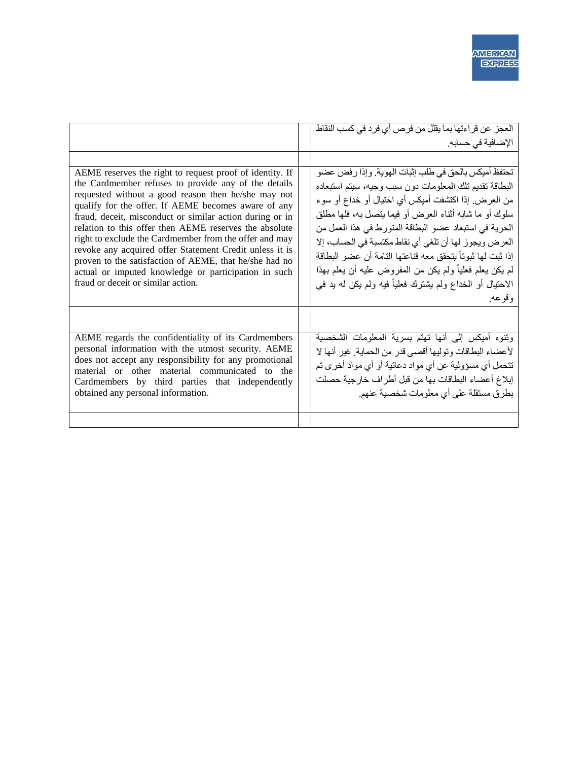| | | |
|---|---|---|
| | | العجز عن قراءتها بما يقلل من فرص أي فرد في كسب النقاط الإضافية في حسابه. |
| | | |
| AEME reserves the right to request proof of identity. If the Cardmember refuses to provide any of the details requested without a good reason then he/she may not qualify for the offer. If AEME becomes aware of any fraud, deceit, misconduct or similar action during or in relation to this offer then AEME reserves the absolute right to exclude the Cardmember from the offer and may revoke any acquired offer Statement Credit unless it is proven to the satisfaction of AEME, that he/she had no actual or imputed knowledge or participation in such fraud or deceit or similar action. | | تحتفظ أميكس بالحق في طلب إثبات الهوية. وإذا رفض عضو البطاقة تقديم تلك المعلومات دون سبب وجيه، سيتم استبعاده من العرض. إذا اكتشفت أميكس أي احتيال أو خداع أو سوء سلوك أو ما شابه أثناء العرض أو فيما يتصل به، فلها مطلق الحرية في استبعاد عضو البطاقة المتورط في هذا العمل من العرض ويجوز لها أن تلغي أي نقاط مكتسبة في الحساب، إلا إذا ثبت لها ثبوتاً يتحقق معه قناعتها التامة أن عضو البطاقة لم يكن يعلم فعلياً ولم يكن من المفروض عليه أن يعلم بهذا الاحتيال أو الخداع ولم يشترك فعلياً فيه ولم يكن له يد في وقوعه. |
| | | |
| AEME regards the confidentiality of its Cardmembers personal information with the utmost security. AEME does not accept any responsibility for any promotional material or other material communicated to the Cardmembers by third parties that independently obtained any personal information. | | وتنوه أميكس إلى أنها تهتم بسرية المعلومات الشخصية لأعضاء البطاقات وتوليها أقصى قدر من الحماية. غير أنها لا تتحمل أي مسؤولية عن أي مواد دعائية أو أي مواد أخرى تم إبلاغ أعضاء البطاقات بها من قبل أطراف خارجية حصلت بطرق مستقلة على أي معلومات شخصية عنهم. |
| | | |